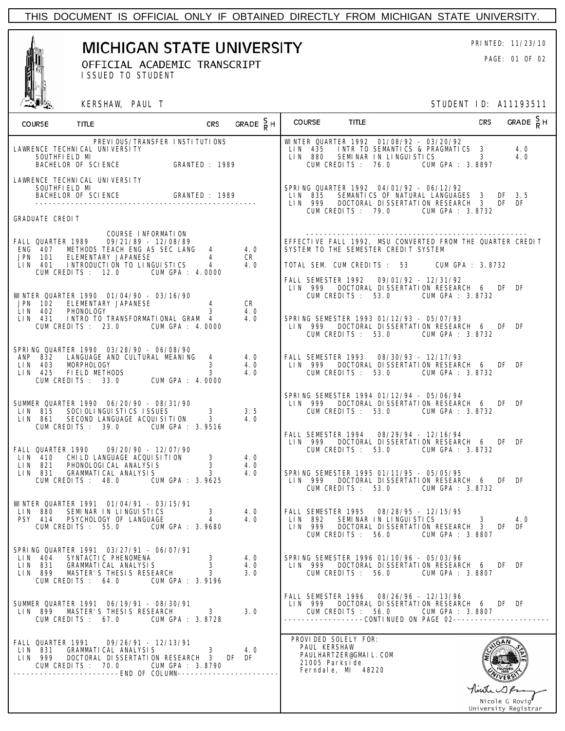THIS DOCUMENT IS OFFICIAL ONLY IF OBTAINED DIRECTLY FROM MICHIGAN STATE UNIVERSITY.

# MICHIGAN STATE UNIVERSITY

OFFICIAL ACADEMIC TRANSCRIPT
ISSUED TO STUDENT

PRINTED: 11/23/10

KERSHAW, PAUL T

STUDENT ID: A11193511

| COURSE | TITLE | CRS | GRADE | SRH |
|---|---|---|---|---|

PREVIOUS/TRANSFER INSTITUTIONS

LAWRENCE TECHNICAL UNIVERSITY
SOUTHFIELD MI
BACHELOR OF SCIENCE GRANTED : 1989

LAWRENCE TECHNICAL UNIVERSITY
SOUTHFIELD MI
BACHELOR OF SCIENCE GRANTED : 1989

GRADUATE CREDIT

COURSE INFORMATION

**FALL QUARTER 1989 09/21/89 - 12/08/89**

| COURSE | TITLE | CRS | GRADE | SRH |
|---|---|---|---|---|
| ENG 407 | METHODS TEACH ENG AS SEC LANG | 4 | 4.0 | |
| JPN 101 | ELEMENTARY JAPANESE | 4 | CR | |
| LIN 401 | INTRODUCTION TO LINGUISTICS | 4 | 4.0 | |

CUM CREDITS : 12.0 CUM GPA : 4.0000

**WINTER QUARTER 1990 01/04/90 - 03/16/90**

| COURSE | TITLE | CRS | GRADE | SRH |
|---|---|---|---|---|
| JPN 102 | ELEMENTARY JAPANESE | 4 | CR | |
| LIN 402 | PHONOLOGY | 3 | 4.0 | |
| LIN 431 | INTRO TO TRANSFORMATIONAL GRAM | 4 | 4.0 | |

CUM CREDITS : 23.0 CUM GPA : 4.0000

**SPRING QUARTER 1990 03/28/90 - 06/08/90**

| COURSE | TITLE | CRS | GRADE | SRH |
|---|---|---|---|---|
| ANP 832 | LANGUAGE AND CULTURAL MEANING | 4 | 4.0 | |
| LIN 403 | MORPHOLOGY | 3 | 4.0 | |
| LIN 425 | FIELD METHODS | 3 | 4.0 | |

CUM CREDITS : 33.0 CUM GPA : 4.0000

**SUMMER QUARTER 1990 06/20/90 - 08/31/90**

| COURSE | TITLE | CRS | GRADE | SRH |
|---|---|---|---|---|
| LIN 815 | SOCIOLINGUISTICS ISSUES | 3 | 3.5 | |
| LIN 861 | SECOND LANGUAGE ACQUISITION | 3 | 4.0 | |

CUM CREDITS : 39.0 CUM GPA : 3.9516

**FALL QUARTER 1990 09/20/90 - 12/07/90**

| COURSE | TITLE | CRS | GRADE | SRH |
|---|---|---|---|---|
| LIN 410 | CHILD LANGUAGE ACQUISITION | 3 | 4.0 | |
| LIN 821 | PHONOLOGICAL ANALYSIS | 3 | 4.0 | |
| LIN 831 | GRAMMATICAL ANALYSIS | 3 | 4.0 | |

CUM CREDITS : 48.0 CUM GPA : 3.9625

**WINTER QUARTER 1991 01/04/91 - 03/15/91**

| COURSE | TITLE | CRS | GRADE | SRH |
|---|---|---|---|---|
| LIN 880 | SEMINAR IN LINGUISTICS | 3 | 4.0 | |
| PSY 414 | PSYCHOLOGY OF LANGUAGE | 4 | 4.0 | |

CUM CREDITS : 55.0 CUM GPA : 3.9680

**SPRING QUARTER 1991 03/27/91 - 06/07/91**

| COURSE | TITLE | CRS | GRADE | SRH |
|---|---|---|---|---|
| LIN 404 | SYNTACTIC PHENOMENA | 3 | 4.0 | |
| LIN 831 | GRAMMATICAL ANALYSIS | 3 | 4.0 | |
| LIN 899 | MASTER'S THESIS RESEARCH | 3 | 3.0 | |

CUM CREDITS : 64.0 CUM GPA : 3.9196

**SUMMER QUARTER 1991 06/19/91 - 08/30/91**

| COURSE | TITLE | CRS | GRADE | SRH |
|---|---|---|---|---|
| LIN 899 | MASTER'S THESIS RESEARCH | 3 | 3.0 | |

CUM CREDITS : 67.0 CUM GPA : 3.8728

**FALL QUARTER 1991 09/26/91 - 12/13/91**

| COURSE | TITLE | CRS | GRADE | SRH |
|---|---|---|---|---|
| LIN 831 | GRAMMATICAL ANALYSIS | 3 | 4.0 | |
| LIN 999 | DOCTORAL DISSERTATION RESEARCH | 3 | DF | DF |

CUM CREDITS : 70.0 CUM GPA : 3.8790

------------------------END OF COLUMN------------------------

**WINTER QUARTER 1992 01/08/92 - 03/20/92**

| COURSE | TITLE | CRS | GRADE | SRH |
|---|---|---|---|---|
| LIN 435 | INTR TO SEMANTICS & PRAGMATICS | 3 | 4.0 | |
| LIN 880 | SEMINAR IN LINGUISTICS | 3 | 4.0 | |

CUM CREDITS : 76.0 CUM GPA : 3.8897

**SPRING QUARTER 1992 04/01/92 - 06/12/92**

| COURSE | TITLE | CRS | GRADE | SRH |
|---|---|---|---|---|
| LIN 835 | SEMANTICS OF NATURAL LANGUAGES | 3 | DF 3.5 | |
| LIN 999 | DOCTORAL DISSERTATION RESEARCH | 3 | DF | DF |

CUM CREDITS : 79.0 CUM GPA : 3.8732

EFFECTIVE FALL 1992, MSU CONVERTED FROM THE QUARTER CREDIT SYSTEM TO THE SEMESTER CREDIT SYSTEM

TOTAL SEM. CUM CREDITS : 53 CUM GPA : 3.8732

**FALL SEMESTER 1992 09/01/92 - 12/31/92**

| COURSE | TITLE | CRS | GRADE | SRH |
|---|---|---|---|---|
| LIN 999 | DOCTORAL DISSERTATION RESEARCH | 6 | DF | DF |

CUM CREDITS : 53.0 CUM GPA : 3.8732

**SPRING SEMESTER 1993 01/12/93 - 05/07/93**

| COURSE | TITLE | CRS | GRADE | SRH |
|---|---|---|---|---|
| LIN 999 | DOCTORAL DISSERTATION RESEARCH | 6 | DF | DF |

CUM CREDITS : 53.0 CUM GPA : 3.8732

**FALL SEMESTER 1993 08/30/93 - 12/17/93**

| COURSE | TITLE | CRS | GRADE | SRH |
|---|---|---|---|---|
| LIN 999 | DOCTORAL DISSERTATION RESEARCH | 6 | DF | DF |

CUM CREDITS : 53.0 CUM GPA : 3.8732

**SPRING SEMESTER 1994 01/12/94 - 05/06/94**

| COURSE | TITLE | CRS | GRADE | SRH |
|---|---|---|---|---|
| LIN 999 | DOCTORAL DISSERTATION RESEARCH | 6 | DF | DF |

CUM CREDITS : 53.0 CUM GPA : 3.8732

**FALL SEMESTER 1994 08/29/94 - 12/16/94**

| COURSE | TITLE | CRS | GRADE | SRH |
|---|---|---|---|---|
| LIN 999 | DOCTORAL DISSERTATION RESEARCH | 6 | DF | DF |

CUM CREDITS : 53.0 CUM GPA : 3.8732

**SPRING SEMESTER 1995 01/11/95 - 05/05/95**

| COURSE | TITLE | CRS | GRADE | SRH |
|---|---|---|---|---|
| LIN 999 | DOCTORAL DISSERTATION RESEARCH | 6 | DF | DF |

CUM CREDITS : 53.0 CUM GPA : 3.8732

**FALL SEMESTER 1995 08/28/95 - 12/15/95**

| COURSE | TITLE | CRS | GRADE | SRH |
|---|---|---|---|---|
| LIN 892 | SEMINAR IN LINGUISTICS | 3 | 4.0 | |
| LIN 999 | DOCTORAL DISSERTATION RESEARCH | 3 | DF | DF |

CUM CREDITS : 56.0 CUM GPA : 3.8807

**SPRING SEMESTER 1996 01/10/96 - 05/03/96**

| COURSE | TITLE | CRS | GRADE | SRH |
|---|---|---|---|---|
| LIN 999 | DOCTORAL DISSERTATION RESEARCH | 6 | DF | DF |

CUM CREDITS : 56.0 CUM GPA : 3.8807

**FALL SEMESTER 1996 08/26/96 - 12/13/96**

| COURSE | TITLE | CRS | GRADE | SRH |
|---|---|---|---|---|
| LIN 999 | DOCTORAL DISSERTATION RESEARCH | 6 | DF | DF |

CUM CREDITS : 56.0 CUM GPA : 3.8807

------------------CONTINUED ON PAGE 02------------------

PROVIDED SOLELY FOR:
PAUL KERSHAW
PAULHARTZER@GMAIL.COM
21005 Parkside
Ferndale, MI 48220

Nicole G Rovig
University Registrar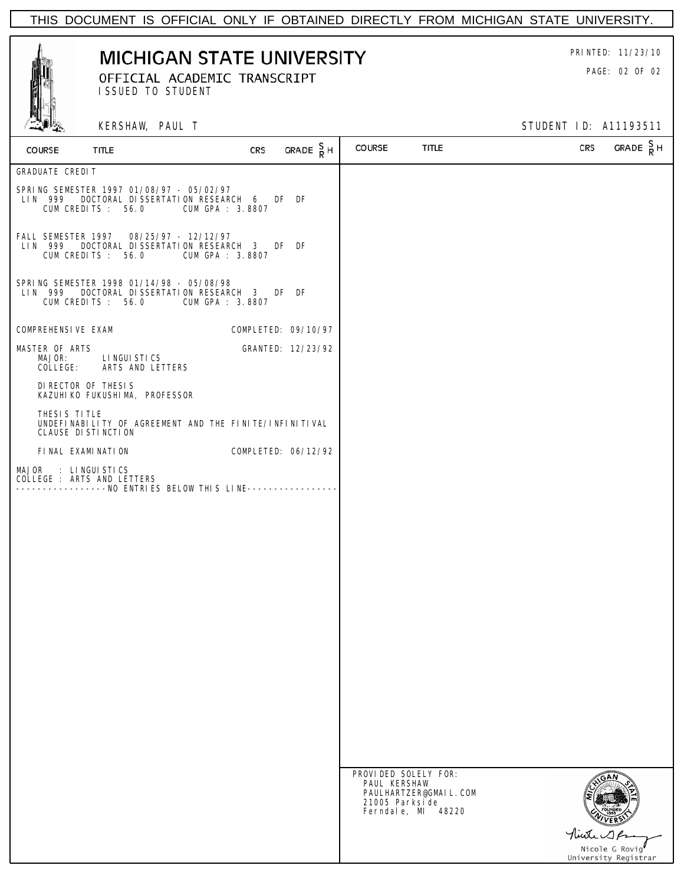THIS DOCUMENT IS OFFICIAL ONLY IF OBTAINED DIRECTLY FROM MICHIGAN STATE UNIVERSITY.

# MICHIGAN STATE UNIVERSITY

OFFICIAL ACADEMIC TRANSCRIPT
ISSUED TO STUDENT

PRINTED: 11/23/10

KERSHAW, PAUL T

STUDENT ID: A11193511

| COURSE | TITLE | CRS | GRADE | SR | H |
|---|---|---|---|---|---|

GRADUATE CREDIT

SPRING SEMESTER 1997 01/08/97 - 05/02/97

| COURSE | TITLE | CRS | GRADE | SR | H |
|---|---|---|---|---|---|
| LIN 999 | DOCTORAL DISSERTATION RESEARCH | 6 | DF | DF | |

CUM CREDITS : 56.0 CUM GPA : 3.8807

FALL SEMESTER 1997 08/25/97 - 12/12/97

| COURSE | TITLE | CRS | GRADE | SR | H |
|---|---|---|---|---|---|
| LIN 999 | DOCTORAL DISSERTATION RESEARCH | 3 | DF | DF | |

CUM CREDITS : 56.0 CUM GPA : 3.8807

SPRING SEMESTER 1998 01/14/98 - 05/08/98

| COURSE | TITLE | CRS | GRADE | SR | H |
|---|---|---|---|---|---|
| LIN 999 | DOCTORAL DISSERTATION RESEARCH | 3 | DF | DF | |

CUM CREDITS : 56.0 CUM GPA : 3.8807

COMPREHENSIVE EXAM COMPLETED: 09/10/97

MASTER OF ARTS GRANTED: 12/23/92
MAJOR: LINGUISTICS
COLLEGE: ARTS AND LETTERS

DIRECTOR OF THESIS
KAZUHIKO FUKUSHIMA, PROFESSOR

THESIS TITLE
UNDEFINABILITY OF AGREEMENT AND THE FINITE/INFINITIVAL CLAUSE DISTINCTION

FINAL EXAMINATION COMPLETED: 06/12/92

MAJOR : LINGUISTICS
COLLEGE : ARTS AND LETTERS

----------------NO ENTRIES BELOW THIS LINE----------------

PROVIDED SOLELY FOR:
PAUL KERSHAW
PAULHARTZER@GMAIL.COM
21005 Parkside
Ferndale, MI 48220

Nicole G Rovig
University Registrar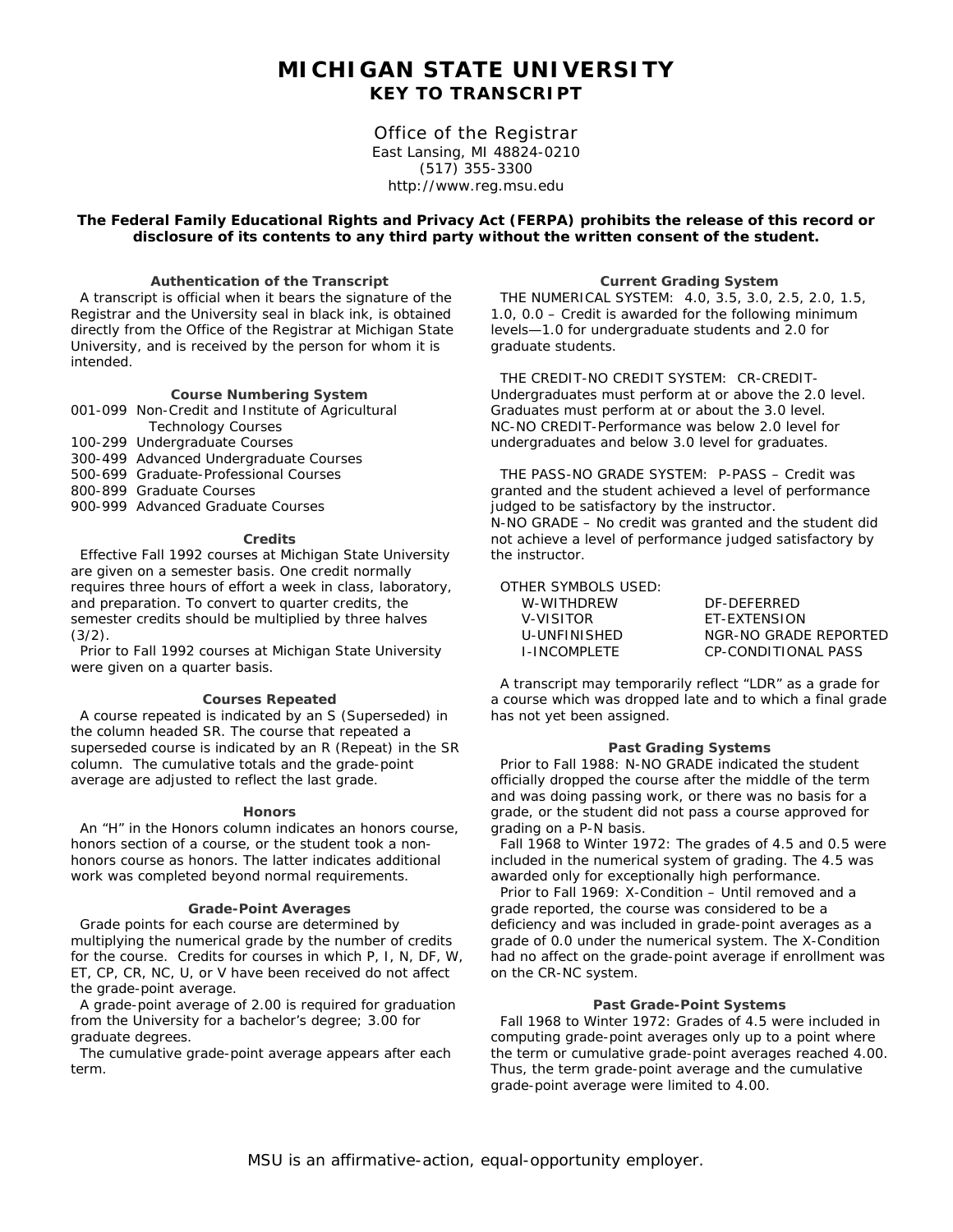# MICHIGAN STATE UNIVERSITY
## KEY TO TRANSCRIPT

Office of the Registrar
East Lansing, MI 48824-0210
(517) 355-3300
http://www.reg.msu.edu

**The Federal Family Educational Rights and Privacy Act (FERPA) prohibits the release of this record or disclosure of its contents to any third party without the written consent of the student.**

### Authentication of the Transcript

A transcript is official when it bears the signature of the Registrar and the University seal in black ink, is obtained directly from the Office of the Registrar at Michigan State University, and is received by the person for whom it is intended.

### Course Numbering System

001-099 Non-Credit and Institute of Agricultural Technology Courses
100-299 Undergraduate Courses
300-499 Advanced Undergraduate Courses
500-699 Graduate-Professional Courses
800-899 Graduate Courses
900-999 Advanced Graduate Courses

### Credits

Effective Fall 1992 courses at Michigan State University are given on a semester basis. One credit normally requires three hours of effort a week in class, laboratory, and preparation. To convert to quarter credits, the semester credits should be multiplied by three halves (3/2).

Prior to Fall 1992 courses at Michigan State University were given on a quarter basis.

### Courses Repeated

A course repeated is indicated by an S (Superseded) in the column headed SR. The course that repeated a superseded course is indicated by an R (Repeat) in the SR column. The cumulative totals and the grade-point average are adjusted to reflect the last grade.

### Honors

An "H" in the Honors column indicates an honors course, honors section of a course, or the student took a non-honors course as honors. The latter indicates additional work was completed beyond normal requirements.

### Grade-Point Averages

Grade points for each course are determined by multiplying the numerical grade by the number of credits for the course. Credits for courses in which P, I, N, DF, W, ET, CP, CR, NC, U, or V have been received do not affect the grade-point average.

A grade-point average of 2.00 is required for graduation from the University for a bachelor's degree; 3.00 for graduate degrees.

The cumulative grade-point average appears after each term.

### Current Grading System

THE NUMERICAL SYSTEM: 4.0, 3.5, 3.0, 2.5, 2.0, 1.5, 1.0, 0.0 – Credit is awarded for the following minimum levels—1.0 for undergraduate students and 2.0 for graduate students.

THE CREDIT-NO CREDIT SYSTEM: CR-CREDIT-Undergraduates must perform at or above the 2.0 level. Graduates must perform at or about the 3.0 level.
NC-NO CREDIT-Performance was below 2.0 level for undergraduates and below 3.0 level for graduates.

THE PASS-NO GRADE SYSTEM: P-PASS – Credit was granted and the student achieved a level of performance judged to be satisfactory by the instructor.
N-NO GRADE – No credit was granted and the student did not achieve a level of performance judged satisfactory by the instructor.

OTHER SYMBOLS USED:

| | |
|---|---|
| W-WITHDREW | DF-DEFERRED |
| V-VISITOR | ET-EXTENSION |
| U-UNFINISHED | NGR-NO GRADE REPORTED |
| I-INCOMPLETE | CP-CONDITIONAL PASS |

A transcript may temporarily reflect "LDR" as a grade for a course which was dropped late and to which a final grade has not yet been assigned.

### Past Grading Systems

Prior to Fall 1988: N-NO GRADE indicated the student officially dropped the course after the middle of the term and was doing passing work, or there was no basis for a grade, or the student did not pass a course approved for grading on a P-N basis.

Fall 1968 to Winter 1972: The grades of 4.5 and 0.5 were included in the numerical system of grading. The 4.5 was awarded only for exceptionally high performance.

Prior to Fall 1969: X-Condition – Until removed and a grade reported, the course was considered to be a deficiency and was included in grade-point averages as a grade of 0.0 under the numerical system. The X-Condition had no affect on the grade-point average if enrollment was on the CR-NC system.

### Past Grade-Point Systems

Fall 1968 to Winter 1972: Grades of 4.5 were included in computing grade-point averages only up to a point where the term or cumulative grade-point averages reached 4.00. Thus, the term grade-point average and the cumulative grade-point average were limited to 4.00.

MSU is an affirmative-action, equal-opportunity employer.